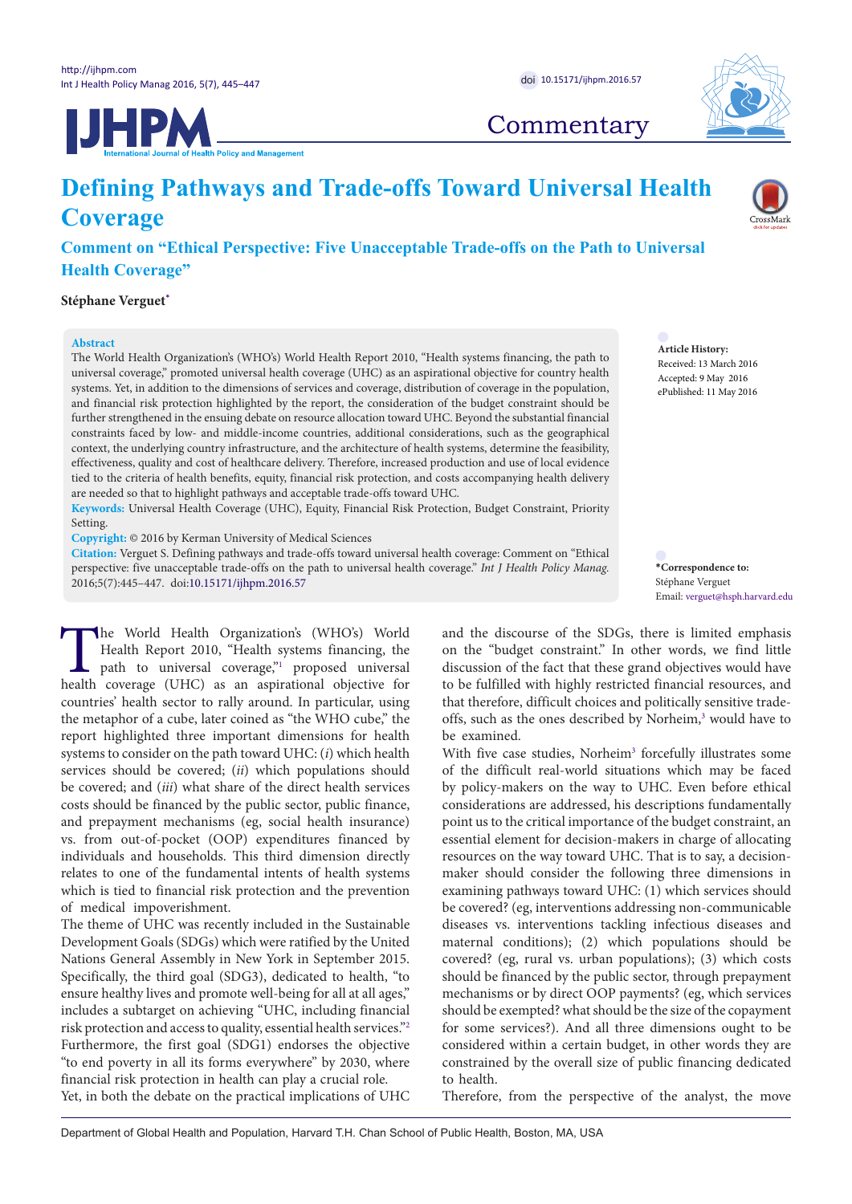Commentary

# Defining Pathways and Trade-offs Toward Universal Health Coverage

## Comment on "Ethical Perspective: Five Unacceptable Trade-offs on the Path to Universal Health Coverage"

**Stéphane Verguet**[*]

**Abstract**

The World Health Organization's (WHO's) World Health Report 2010, "Health systems financing, the path to universal coverage," promoted universal health coverage (UHC) as an aspirational objective for country health systems. Yet, in addition to the dimensions of services and coverage, distribution of coverage in the population, and financial risk protection highlighted by the report, the consideration of the budget constraint should be further strengthened in the ensuing debate on resource allocation toward UHC. Beyond the substantial financial constraints faced by low- and middle-income countries, additional considerations, such as the geographical context, the underlying country infrastructure, and the architecture of health systems, determine the feasibility, effectiveness, quality and cost of healthcare delivery. Therefore, increased production and use of local evidence tied to the criteria of health benefits, equity, financial risk protection, and costs accompanying health delivery are needed so that to highlight pathways and acceptable trade-offs toward UHC.

**Keywords:** Universal Health Coverage (UHC), Equity, Financial Risk Protection, Budget Constraint, Priority Setting.

**Copyright:** © 2016 by Kerman University of Medical Sciences

**Citation:** Verguet S. Defining pathways and trade-offs toward universal health coverage: Comment on "Ethical perspective: five unacceptable trade-offs on the path to universal health coverage." *Int J Health Policy Manag.* 2016;5(7):445–447. doi:10.15171/ijhpm.2016.57

**Article History:**
Received: 13 March 2016
Accepted: 9 May 2016
ePublished: 11 May 2016

***Correspondence to:**
Stéphane Verguet
Email: verguet@hsph.harvard.edu

The World Health Organization's (WHO's) World Health Report 2010, "Health systems financing, the path to universal coverage,"[1] proposed universal health coverage (UHC) as an aspirational objective for countries' health sector to rally around. In particular, using the metaphor of a cube, later coined as "the WHO cube," the report highlighted three important dimensions for health systems to consider on the path toward UHC: (*i*) which health services should be covered; (*ii*) which populations should be covered; and (*iii*) what share of the direct health services costs should be financed by the public sector, public finance, and prepayment mechanisms (eg, social health insurance) vs. from out-of-pocket (OOP) expenditures financed by individuals and households. This third dimension directly relates to one of the fundamental intents of health systems which is tied to financial risk protection and the prevention of medical impoverishment.

The theme of UHC was recently included in the Sustainable Development Goals (SDGs) which were ratified by the United Nations General Assembly in New York in September 2015. Specifically, the third goal (SDG3), dedicated to health, "to ensure healthy lives and promote well-being for all at all ages," includes a subtarget on achieving "UHC, including financial risk protection and access to quality, essential health services."[2] Furthermore, the first goal (SDG1) endorses the objective "to end poverty in all its forms everywhere" by 2030, where financial risk protection in health can play a crucial role.

Yet, in both the debate on the practical implications of UHC and the discourse of the SDGs, there is limited emphasis on the "budget constraint." In other words, we find little discussion of the fact that these grand objectives would have to be fulfilled with highly restricted financial resources, and that therefore, difficult choices and politically sensitive trade-offs, such as the ones described by Norheim,[3] would have to be examined.

With five case studies, Norheim[3] forcefully illustrates some of the difficult real-world situations which may be faced by policy-makers on the way to UHC. Even before ethical considerations are addressed, his descriptions fundamentally point us to the critical importance of the budget constraint, an essential element for decision-makers in charge of allocating resources on the way toward UHC. That is to say, a decision-maker should consider the following three dimensions in examining pathways toward UHC: (1) which services should be covered? (eg, interventions addressing non-communicable diseases vs. interventions tackling infectious diseases and maternal conditions); (2) which populations should be covered? (eg, rural vs. urban populations); (3) which costs should be financed by the public sector, through prepayment mechanisms or by direct OOP payments? (eg, which services should be exempted? what should be the size of the copayment for some services?). And all three dimensions ought to be considered within a certain budget, in other words they are constrained by the overall size of public financing dedicated to health.

Therefore, from the perspective of the analyst, the move

Department of Global Health and Population, Harvard T.H. Chan School of Public Health, Boston, MA, USA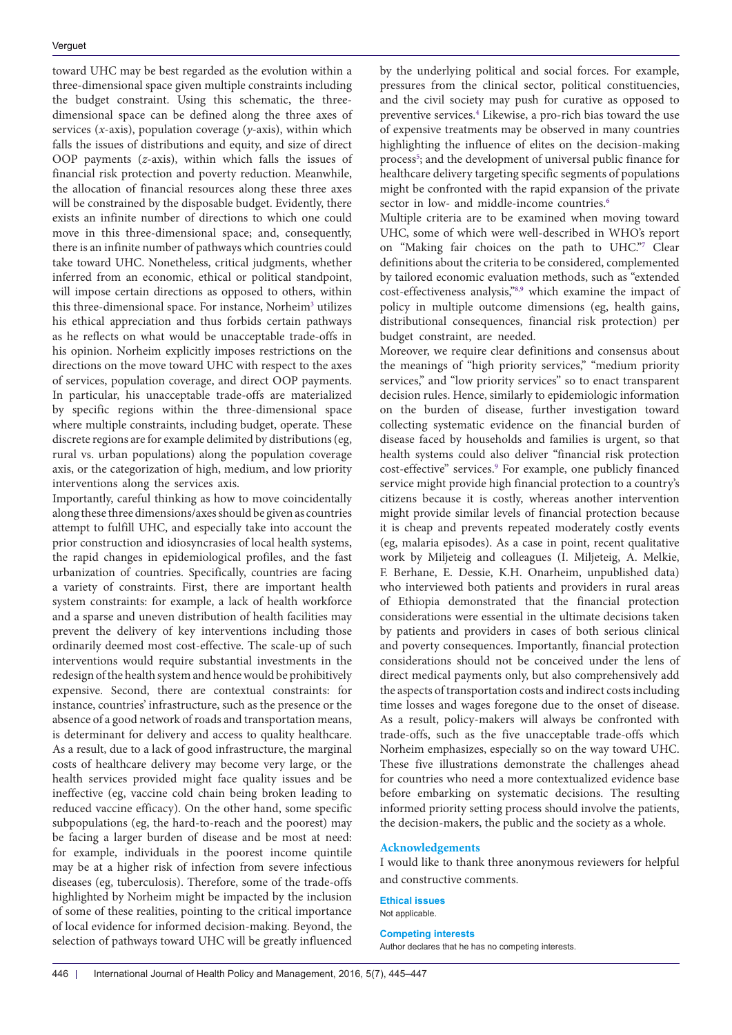toward UHC may be best regarded as the evolution within a three-dimensional space given multiple constraints including the budget constraint. Using this schematic, the three-dimensional space can be defined along the three axes of services (*x*-axis), population coverage (*y*-axis), within which falls the issues of distributions and equity, and size of direct OOP payments (*z*-axis), within which falls the issues of financial risk protection and poverty reduction. Meanwhile, the allocation of financial resources along these three axes will be constrained by the disposable budget. Evidently, there exists an infinite number of directions to which one could move in this three-dimensional space; and, consequently, there is an infinite number of pathways which countries could take toward UHC. Nonetheless, critical judgments, whether inferred from an economic, ethical or political standpoint, will impose certain directions as opposed to others, within this three-dimensional space. For instance, Norheim[3] utilizes his ethical appreciation and thus forbids certain pathways as he reflects on what would be unacceptable trade-offs in his opinion. Norheim explicitly imposes restrictions on the directions on the move toward UHC with respect to the axes of services, population coverage, and direct OOP payments. In particular, his unacceptable trade-offs are materialized by specific regions within the three-dimensional space where multiple constraints, including budget, operate. These discrete regions are for example delimited by distributions (eg, rural vs. urban populations) along the population coverage axis, or the categorization of high, medium, and low priority interventions along the services axis.

Importantly, careful thinking as how to move coincidentally along these three dimensions/axes should be given as countries attempt to fulfill UHC, and especially take into account the prior construction and idiosyncrasies of local health systems, the rapid changes in epidemiological profiles, and the fast urbanization of countries. Specifically, countries are facing a variety of constraints. First, there are important health system constraints: for example, a lack of health workforce and a sparse and uneven distribution of health facilities may prevent the delivery of key interventions including those ordinarily deemed most cost-effective. The scale-up of such interventions would require substantial investments in the redesign of the health system and hence would be prohibitively expensive. Second, there are contextual constraints: for instance, countries' infrastructure, such as the presence or the absence of a good network of roads and transportation means, is determinant for delivery and access to quality healthcare. As a result, due to a lack of good infrastructure, the marginal costs of healthcare delivery may become very large, or the health services provided might face quality issues and be ineffective (eg, vaccine cold chain being broken leading to reduced vaccine efficacy). On the other hand, some specific subpopulations (eg, the hard-to-reach and the poorest) may be facing a larger burden of disease and be most at need: for example, individuals in the poorest income quintile may be at a higher risk of infection from severe infectious diseases (eg, tuberculosis). Therefore, some of the trade-offs highlighted by Norheim might be impacted by the inclusion of some of these realities, pointing to the critical importance of local evidence for informed decision-making. Beyond, the selection of pathways toward UHC will be greatly influenced by the underlying political and social forces. For example, pressures from the clinical sector, political constituencies, and the civil society may push for curative as opposed to preventive services.[4] Likewise, a pro-rich bias toward the use of expensive treatments may be observed in many countries highlighting the influence of elites on the decision-making process[5]; and the development of universal public finance for healthcare delivery targeting specific segments of populations might be confronted with the rapid expansion of the private sector in low- and middle-income countries.[6]

Multiple criteria are to be examined when moving toward UHC, some of which were well-described in WHO's report on "Making fair choices on the path to UHC."[7] Clear definitions about the criteria to be considered, complemented by tailored economic evaluation methods, such as "extended cost-effectiveness analysis,"[8,9] which examine the impact of policy in multiple outcome dimensions (eg, health gains, distributional consequences, financial risk protection) per budget constraint, are needed.

Moreover, we require clear definitions and consensus about the meanings of "high priority services," "medium priority services," and "low priority services" so to enact transparent decision rules. Hence, similarly to epidemiologic information on the burden of disease, further investigation toward collecting systematic evidence on the financial burden of disease faced by households and families is urgent, so that health systems could also deliver "financial risk protection cost-effective" services.[9] For example, one publicly financed service might provide high financial protection to a country's citizens because it is costly, whereas another intervention might provide similar levels of financial protection because it is cheap and prevents repeated moderately costly events (eg, malaria episodes). As a case in point, recent qualitative work by Miljeteig and colleagues (I. Miljeteig, A. Melkie, F. Berhane, E. Dessie, K.H. Onarheim, unpublished data) who interviewed both patients and providers in rural areas of Ethiopia demonstrated that the financial protection considerations were essential in the ultimate decisions taken by patients and providers in cases of both serious clinical and poverty consequences. Importantly, financial protection considerations should not be conceived under the lens of direct medical payments only, but also comprehensively add the aspects of transportation costs and indirect costs including time losses and wages foregone due to the onset of disease. As a result, policy-makers will always be confronted with trade-offs, such as the five unacceptable trade-offs which Norheim emphasizes, especially so on the way toward UHC. These five illustrations demonstrate the challenges ahead for countries who need a more contextualized evidence base before embarking on systematic decisions. The resulting informed priority setting process should involve the patients, the decision-makers, the public and the society as a whole.

## Acknowledgements

I would like to thank three anonymous reviewers for helpful and constructive comments.

### Ethical issues

Not applicable.

### Competing interests

Author declares that he has no competing interests.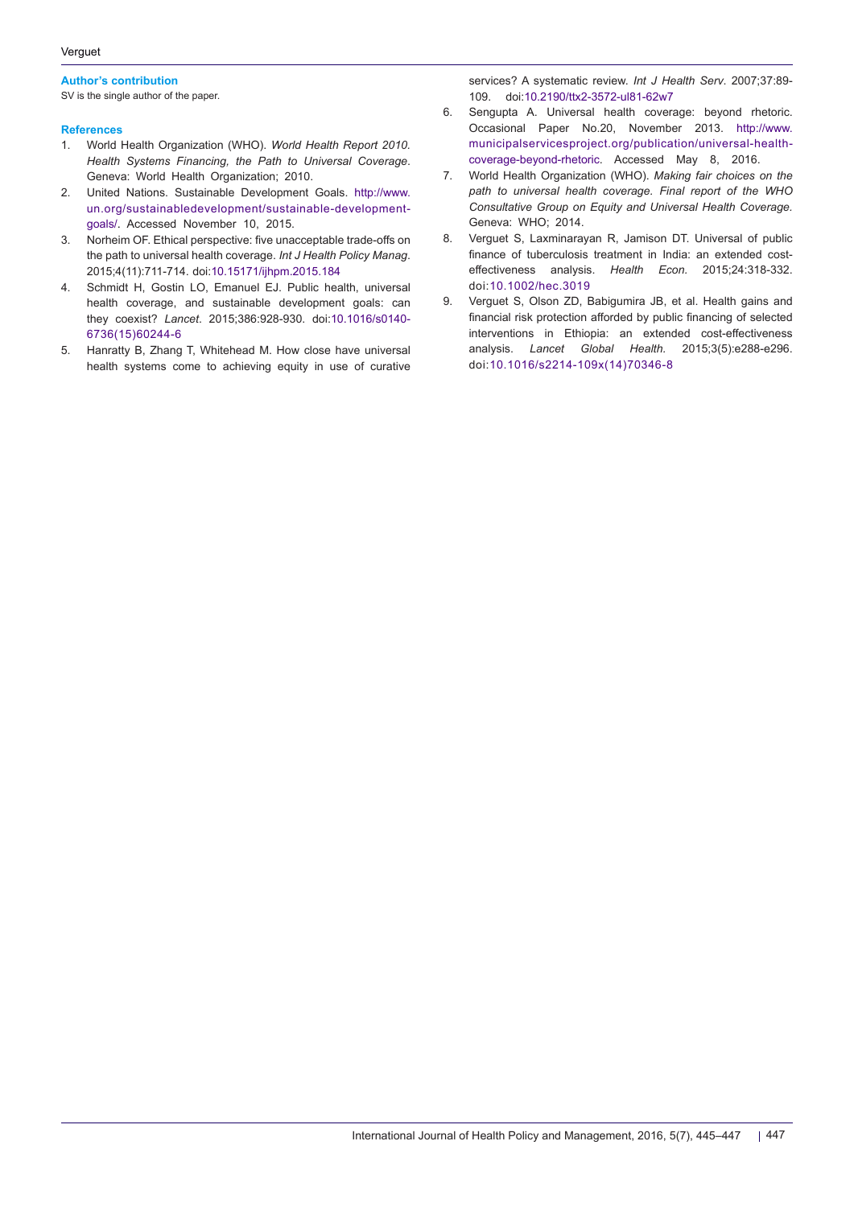### Author's contribution

SV is the single author of the paper.

### References

1. World Health Organization (WHO). *World Health Report 2010. Health Systems Financing, the Path to Universal Coverage*. Geneva: World Health Organization; 2010.
2. United Nations. Sustainable Development Goals. http://www.un.org/sustainabledevelopment/sustainable-development-goals/. Accessed November 10, 2015.
3. Norheim OF. Ethical perspective: five unacceptable trade-offs on the path to universal health coverage. *Int J Health Policy Manag*. 2015;4(11):711-714. doi:10.15171/ijhpm.2015.184
4. Schmidt H, Gostin LO, Emanuel EJ. Public health, universal health coverage, and sustainable development goals: can they coexist? *Lancet*. 2015;386:928-930. doi:10.1016/s0140-6736(15)60244-6
5. Hanratty B, Zhang T, Whitehead M. How close have universal health systems come to achieving equity in use of curative services? A systematic review. *Int J Health Serv*. 2007;37:89-109. doi:10.2190/ttx2-3572-ul81-62w7
6. Sengupta A. Universal health coverage: beyond rhetoric. Occasional Paper No.20, November 2013. http://www.municipalservicesproject.org/publication/universal-health-coverage-beyond-rhetoric. Accessed May 8, 2016.
7. World Health Organization (WHO). *Making fair choices on the path to universal health coverage. Final report of the WHO Consultative Group on Equity and Universal Health Coverage.* Geneva: WHO; 2014.
8. Verguet S, Laxminarayan R, Jamison DT. Universal of public finance of tuberculosis treatment in India: an extended cost-effectiveness analysis. *Health Econ.* 2015;24:318-332. doi:10.1002/hec.3019
9. Verguet S, Olson ZD, Babigumira JB, et al. Health gains and financial risk protection afforded by public financing of selected interventions in Ethiopia: an extended cost-effectiveness analysis. *Lancet Global Health.* 2015;3(5):e288-e296. doi:10.1016/s2214-109x(14)70346-8